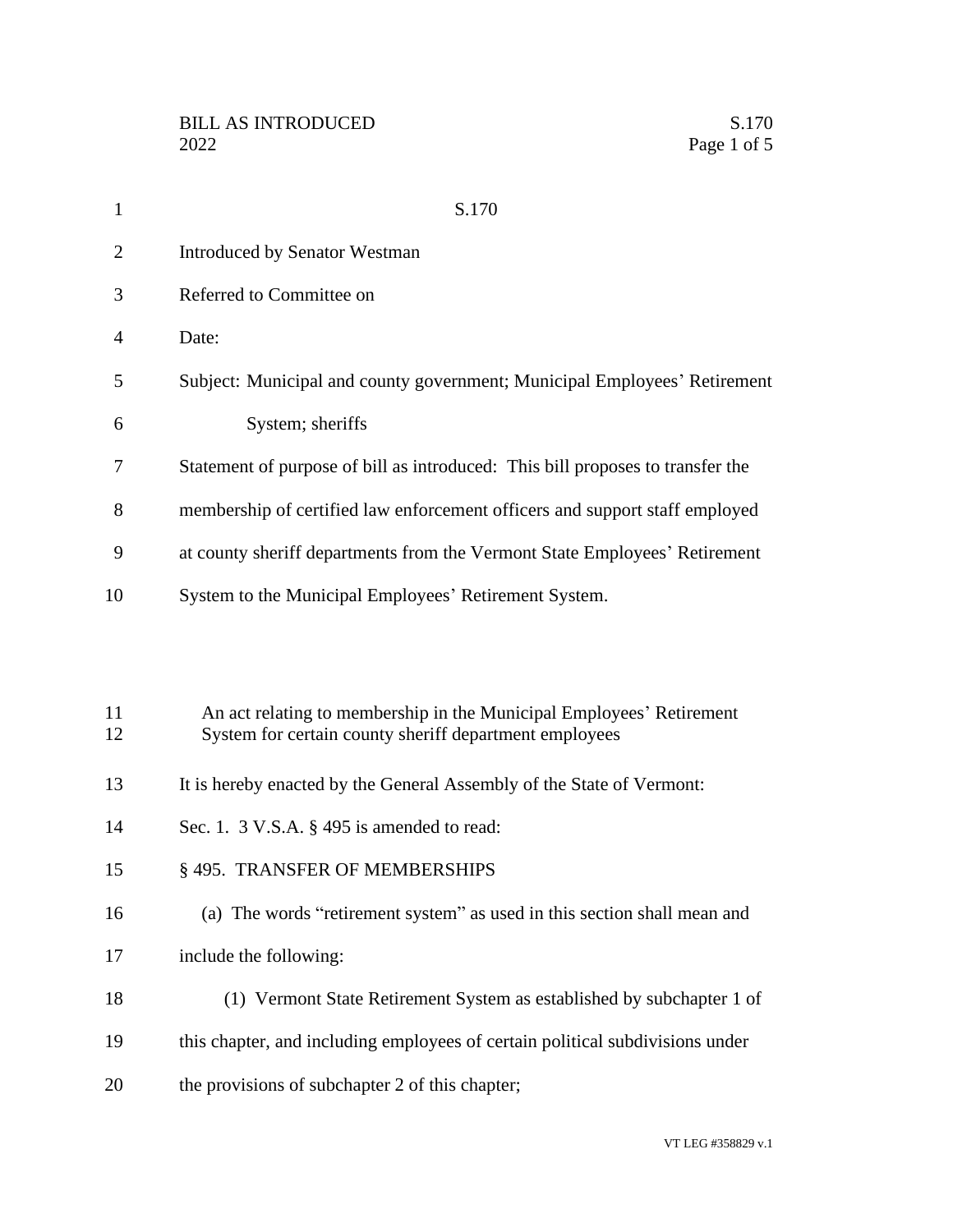S.170

Introduced by Senator Westman

Referred to Committee on

Date:

Subject: Municipal and county government; Municipal Employees' Retirement System; sheriffs

Statement of purpose of bill as introduced: This bill proposes to transfer the membership of certified law enforcement officers and support staff employed at county sheriff departments from the Vermont State Employees' Retirement System to the Municipal Employees' Retirement System.

An act relating to membership in the Municipal Employees' Retirement System for certain county sheriff department employees

It is hereby enacted by the General Assembly of the State of Vermont:

Sec. 1. 3 V.S.A. § 495 is amended to read:

§ 495. TRANSFER OF MEMBERSHIPS

(a) The words "retirement system" as used in this section shall mean and include the following:

(1) Vermont State Retirement System as established by subchapter 1 of this chapter, and including employees of certain political subdivisions under the provisions of subchapter 2 of this chapter;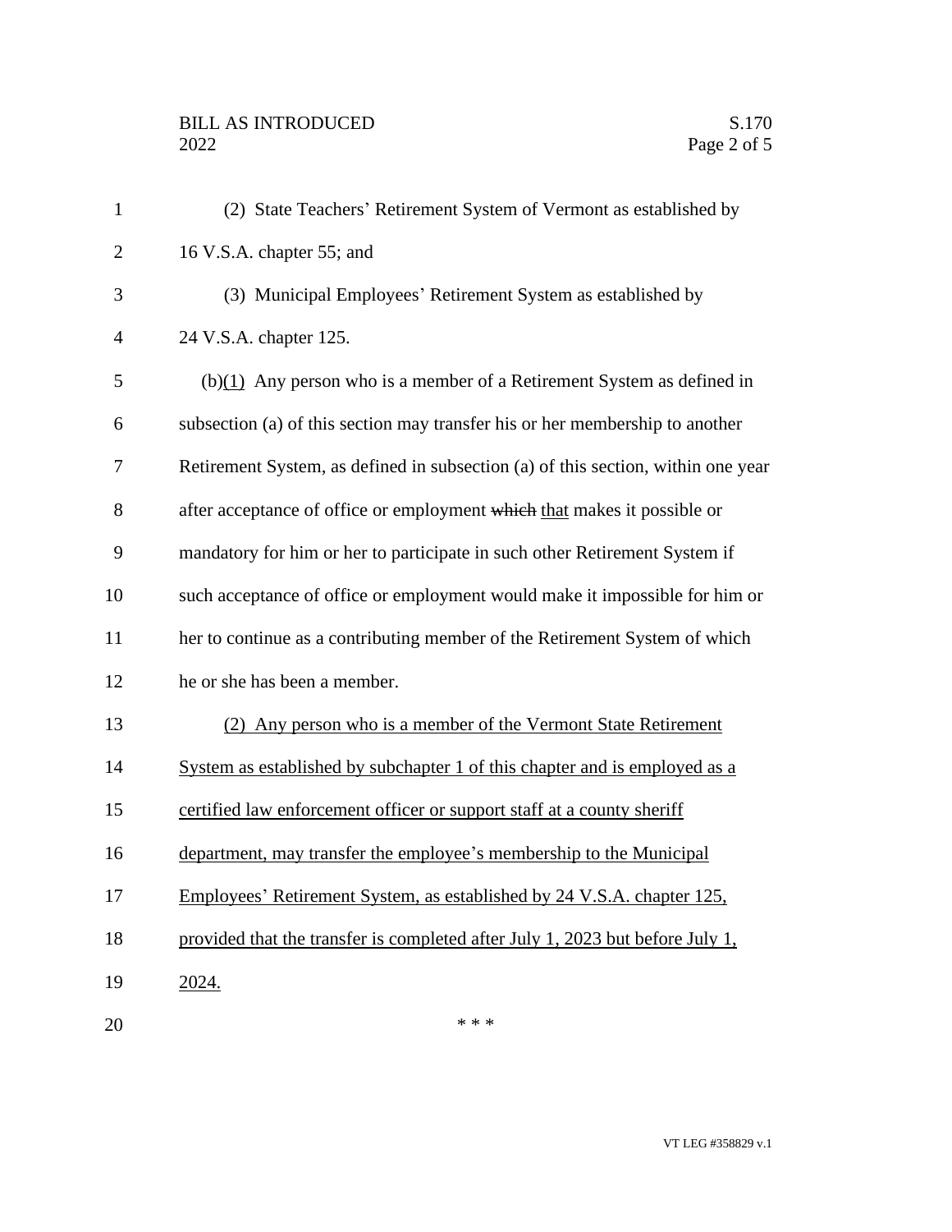(2) State Teachers' Retirement System of Vermont as established by 16 V.S.A. chapter 55; and

(3) Municipal Employees' Retirement System as established by 24 V.S.A. chapter 125.

(b)(1) Any person who is a member of a Retirement System as defined in subsection (a) of this section may transfer his or her membership to another Retirement System, as defined in subsection (a) of this section, within one year after acceptance of office or employment ~~which~~ that makes it possible or mandatory for him or her to participate in such other Retirement System if such acceptance of office or employment would make it impossible for him or her to continue as a contributing member of the Retirement System of which he or she has been a member.

(2) Any person who is a member of the Vermont State Retirement System as established by subchapter 1 of this chapter and is employed as a certified law enforcement officer or support staff at a county sheriff department, may transfer the employee's membership to the Municipal Employees' Retirement System, as established by 24 V.S.A. chapter 125, provided that the transfer is completed after July 1, 2023 but before July 1, 2024.

\* \* \*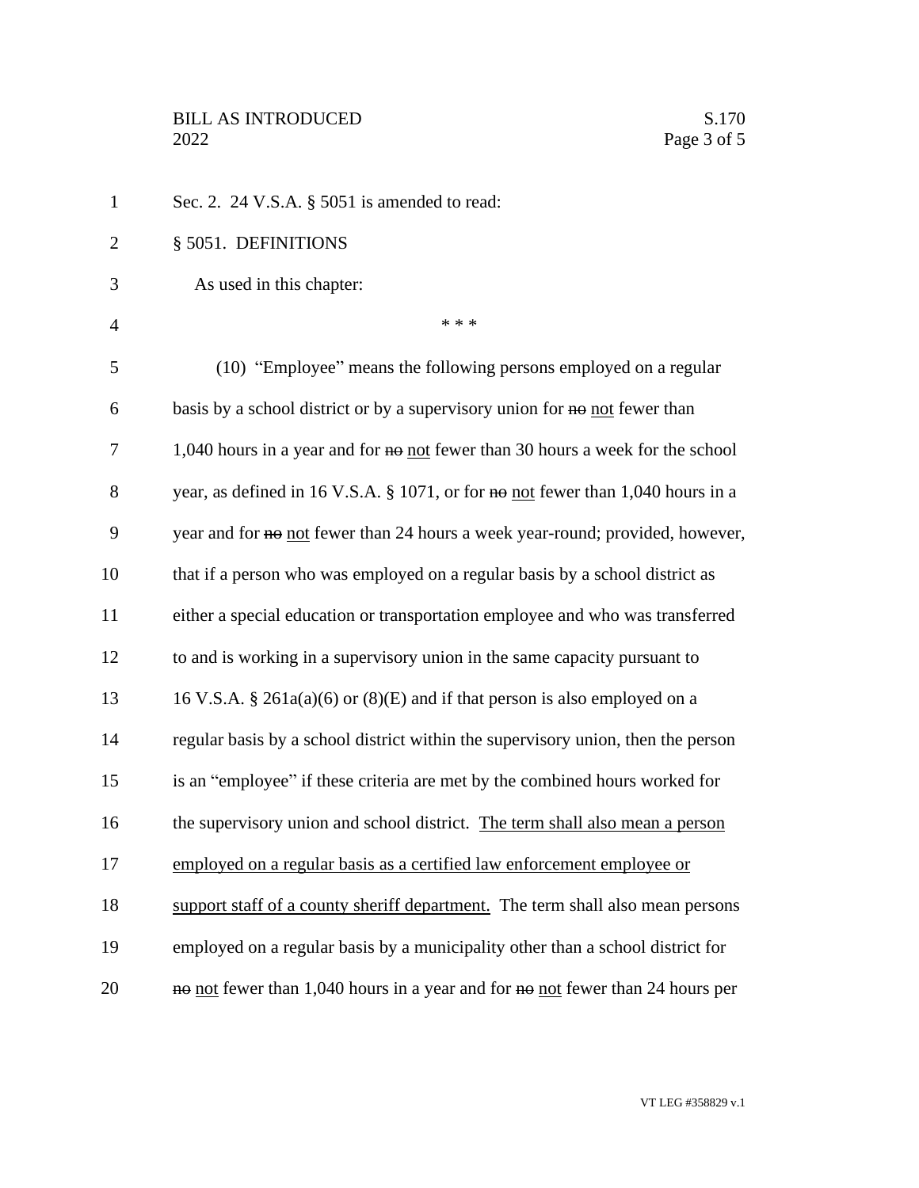Sec. 2. 24 V.S.A. § 5051 is amended to read:

§ 5051. DEFINITIONS

As used in this chapter:

\* \* \*

(10) "Employee" means the following persons employed on a regular basis by a school district or by a supervisory union for ~~no~~ not fewer than 1,040 hours in a year and for ~~no~~ not fewer than 30 hours a week for the school year, as defined in 16 V.S.A. § 1071, or for ~~no~~ not fewer than 1,040 hours in a year and for ~~no~~ not fewer than 24 hours a week year-round; provided, however, that if a person who was employed on a regular basis by a school district as either a special education or transportation employee and who was transferred to and is working in a supervisory union in the same capacity pursuant to 16 V.S.A. § 261a(a)(6) or (8)(E) and if that person is also employed on a regular basis by a school district within the supervisory union, then the person is an "employee" if these criteria are met by the combined hours worked for the supervisory union and school district. <u>The term shall also mean a person employed on a regular basis as a certified law enforcement employee or support staff of a county sheriff department.</u> The term shall also mean persons employed on a regular basis by a municipality other than a school district for ~~no~~ not fewer than 1,040 hours in a year and for ~~no~~ not fewer than 24 hours per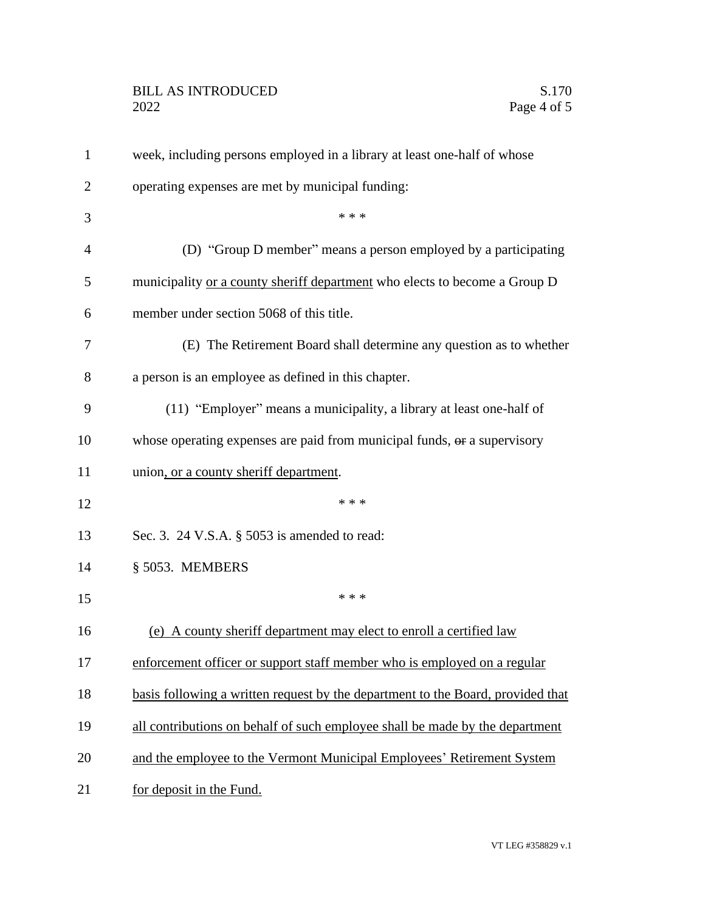week, including persons employed in a library at least one-half of whose operating expenses are met by municipal funding:

\* \* \*

(D) "Group D member" means a person employed by a participating municipality <u>or a county sheriff department</u> who elects to become a Group D member under section 5068 of this title.

(E) The Retirement Board shall determine any question as to whether a person is an employee as defined in this chapter.

(11) "Employer" means a municipality, a library at least one-half of whose operating expenses are paid from municipal funds, ~~or~~ a supervisory union<u>, or a county sheriff department</u>.

\* \* \*

Sec. 3. 24 V.S.A. § 5053 is amended to read:

§ 5053. MEMBERS

\* \* \*

<u>(e) A county sheriff department may elect to enroll a certified law enforcement officer or support staff member who is employed on a regular basis following a written request by the department to the Board, provided that all contributions on behalf of such employee shall be made by the department and the employee to the Vermont Municipal Employees' Retirement System for deposit in the Fund.</u>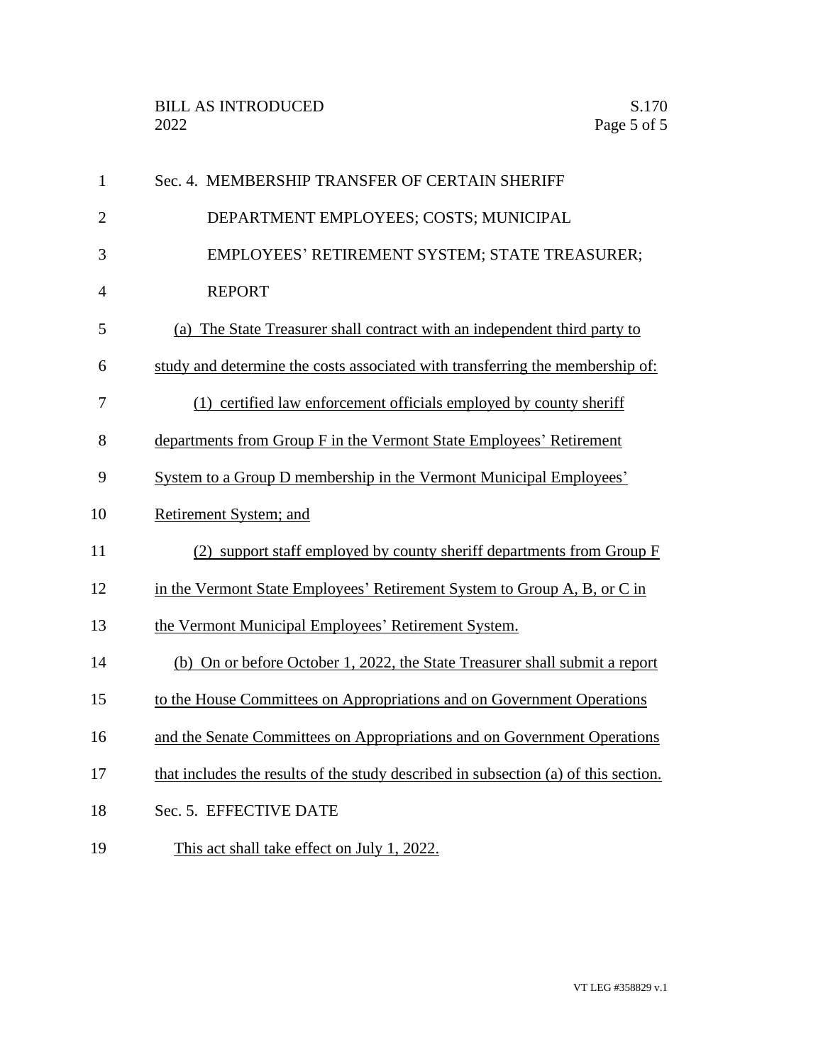Sec. 4. MEMBERSHIP TRANSFER OF CERTAIN SHERIFF DEPARTMENT EMPLOYEES; COSTS; MUNICIPAL EMPLOYEES' RETIREMENT SYSTEM; STATE TREASURER; REPORT

(a) The State Treasurer shall contract with an independent third party to study and determine the costs associated with transferring the membership of:

(1) certified law enforcement officials employed by county sheriff departments from Group F in the Vermont State Employees' Retirement System to a Group D membership in the Vermont Municipal Employees' Retirement System; and

(2) support staff employed by county sheriff departments from Group F in the Vermont State Employees' Retirement System to Group A, B, or C in the Vermont Municipal Employees' Retirement System.

(b) On or before October 1, 2022, the State Treasurer shall submit a report to the House Committees on Appropriations and on Government Operations and the Senate Committees on Appropriations and on Government Operations that includes the results of the study described in subsection (a) of this section.

Sec. 5. EFFECTIVE DATE

This act shall take effect on July 1, 2022.